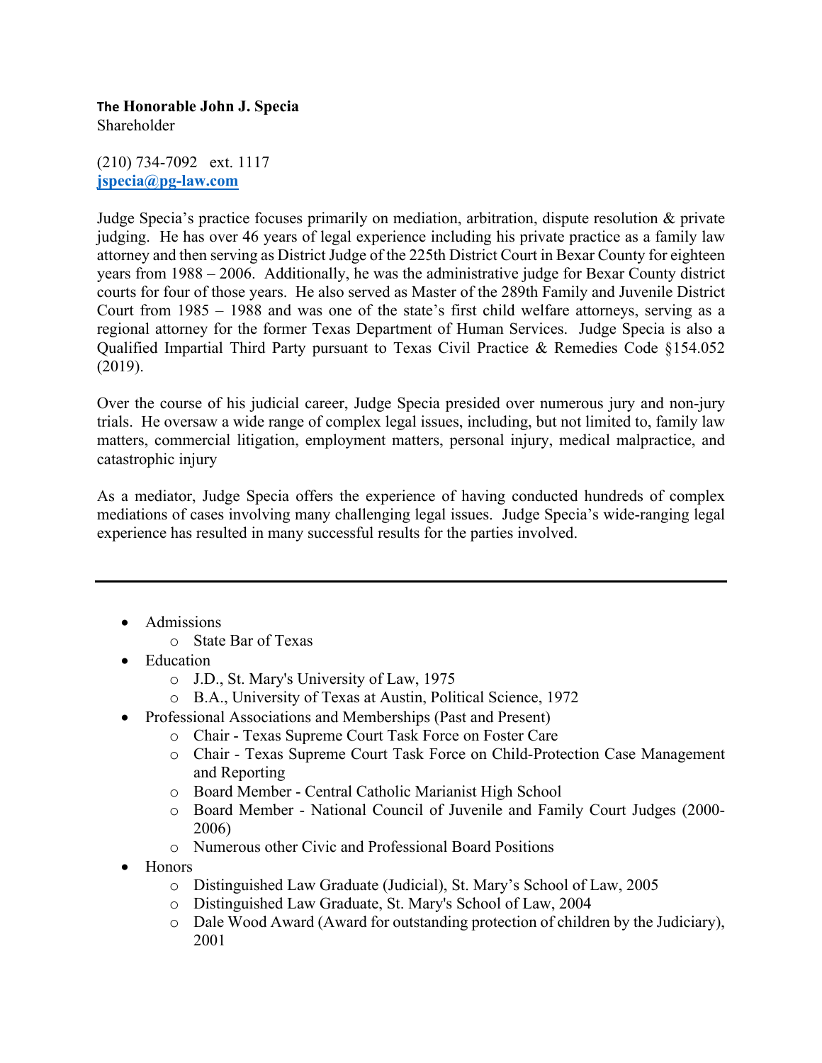**The Honorable John J. Specia**
Shareholder

(210) 734-7092 ext. 1117
**jspecia@pg-law.com**

Judge Specia's practice focuses primarily on mediation, arbitration, dispute resolution & private judging. He has over 46 years of legal experience including his private practice as a family law attorney and then serving as District Judge of the 225th District Court in Bexar County for eighteen years from 1988 – 2006. Additionally, he was the administrative judge for Bexar County district courts for four of those years. He also served as Master of the 289th Family and Juvenile District Court from 1985 – 1988 and was one of the state's first child welfare attorneys, serving as a regional attorney for the former Texas Department of Human Services. Judge Specia is also a Qualified Impartial Third Party pursuant to Texas Civil Practice & Remedies Code §154.052 (2019).

Over the course of his judicial career, Judge Specia presided over numerous jury and non-jury trials. He oversaw a wide range of complex legal issues, including, but not limited to, family law matters, commercial litigation, employment matters, personal injury, medical malpractice, and catastrophic injury

As a mediator, Judge Specia offers the experience of having conducted hundreds of complex mediations of cases involving many challenging legal issues. Judge Specia's wide-ranging legal experience has resulted in many successful results for the parties involved.

---

- Admissions
  - State Bar of Texas
- Education
  - J.D., St. Mary's University of Law, 1975
  - B.A., University of Texas at Austin, Political Science, 1972
- Professional Associations and Memberships (Past and Present)
  - Chair - Texas Supreme Court Task Force on Foster Care
  - Chair - Texas Supreme Court Task Force on Child-Protection Case Management and Reporting
  - Board Member - Central Catholic Marianist High School
  - Board Member - National Council of Juvenile and Family Court Judges (2000-2006)
  - Numerous other Civic and Professional Board Positions
- Honors
  - Distinguished Law Graduate (Judicial), St. Mary's School of Law, 2005
  - Distinguished Law Graduate, St. Mary's School of Law, 2004
  - Dale Wood Award (Award for outstanding protection of children by the Judiciary), 2001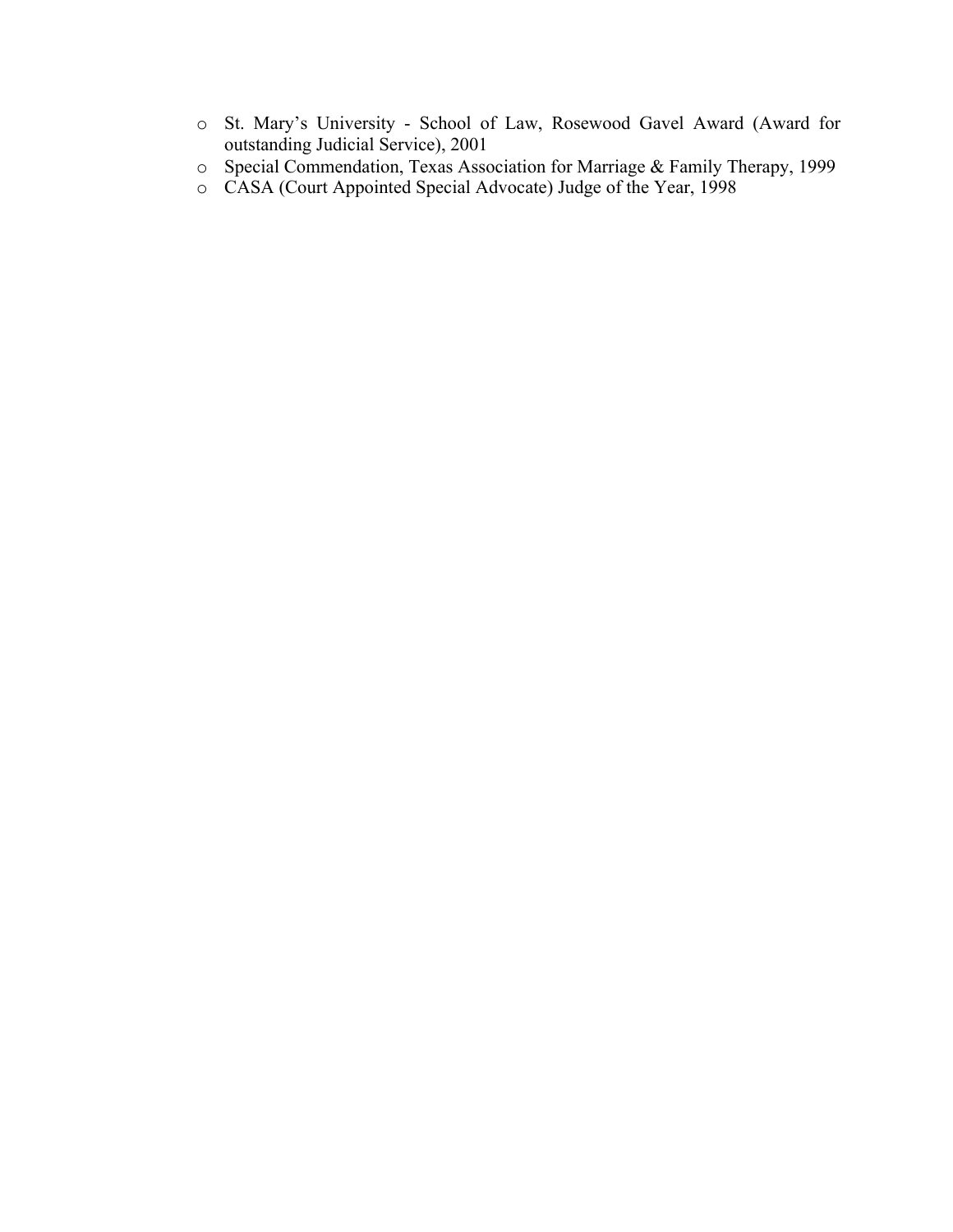- St. Mary's University - School of Law, Rosewood Gavel Award (Award for outstanding Judicial Service), 2001
- Special Commendation, Texas Association for Marriage & Family Therapy, 1999
- CASA (Court Appointed Special Advocate) Judge of the Year, 1998